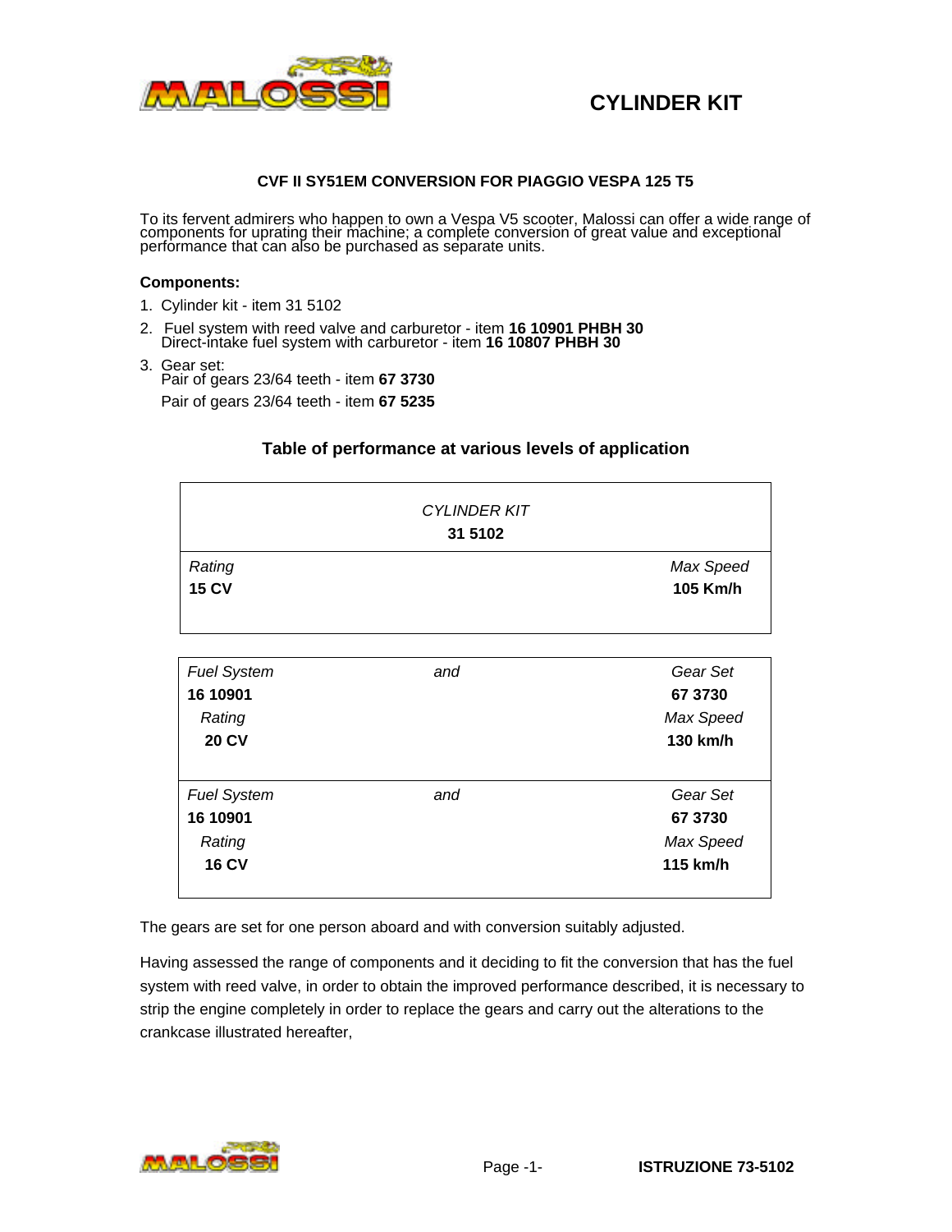# CYLINDER KIT

### CVF II SY51EM CONVERSION FOR PIAGGIO VESPA 125 T5

To its fervent admirers who happen to own a Vespa V5 scooter, Malossi can offer a wide range of components for uprating their machine; a complete conversion of great value and exceptional performance that can also be purchased as separate units.

**Components:**

1. Cylinder kit - item 31 5102
2. Fuel system with reed valve and carburetor - item **16 10901 PHBH 30**
   Direct-intake fuel system with carburetor - item **16 10807 PHBH 30**
3. Gear set:
   Pair of gears 23/64 teeth - item **67 3730**
   Pair of gears 23/64 teeth - item **67 5235**

### Table of performance at various levels of application

| *CYLINDER KIT* **31 5102** | | |
|---|---|---|
| *Rating* **15 CV** | | *Max Speed* **105 Km/h** |

| *Fuel System* **16 10901** | *and* | *Gear Set* **67 3730** |
|---|---|---|
| *Rating* **20 CV** | | *Max Speed* **130 km/h** |
| *Fuel System* **16 10901** | *and* | *Gear Set* **67 3730** |
| *Rating* **16 CV** | | *Max Speed* **115 km/h** |

The gears are set for one person aboard and with conversion suitably adjusted.

Having assessed the range of components and it deciding to fit the conversion that has the fuel system with reed valve, in order to obtain the improved performance described, it is necessary to strip the engine completely in order to replace the gears and carry out the alterations to the crankcase illustrated hereafter,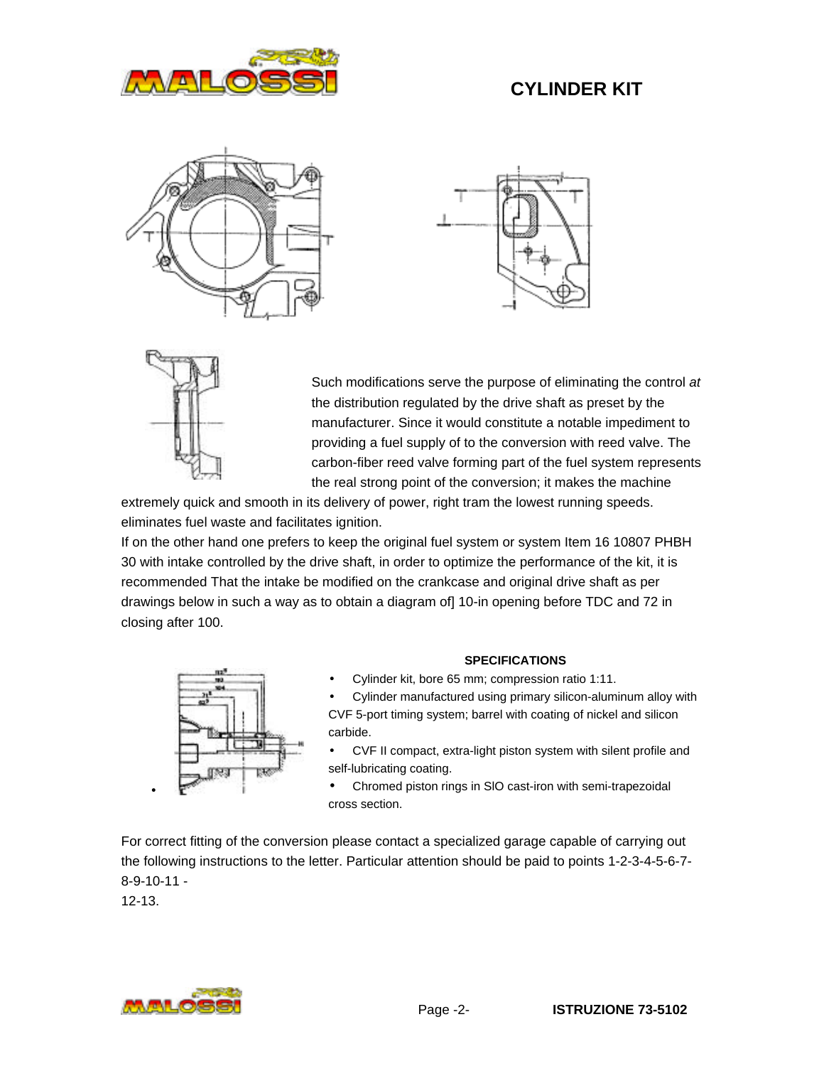## CYLINDER KIT

Such modifications serve the purpose of eliminating the control *at* the distribution regulated by the drive shaft as preset by the manufacturer. Since it would constitute a notable impediment to providing a fuel supply of to the conversion with reed valve. The carbon-fiber reed valve forming part of the fuel system represents the real strong point of the conversion; it makes the machine extremely quick and smooth in its delivery of power, right tram the lowest running speeds. eliminates fuel waste and facilitates ignition.

If on the other hand one prefers to keep the original fuel system or system Item 16 10807 PHBH 30 with intake controlled by the drive shaft, in order to optimize the performance of the kit, it is recommended That the intake be modified on the crankcase and original drive shaft as per drawings below in such a way as to obtain a diagram of] 10-in opening before TDC and 72 in closing after 100.

### SPECIFICATIONS

- Cylinder kit, bore 65 mm; compression ratio 1:11.
- Cylinder manufactured using primary silicon-aluminum alloy with CVF 5-port timing system; barrel with coating of nickel and silicon carbide.
- CVF II compact, extra-light piston system with silent profile and self-lubricating coating.
- Chromed piston rings in SIO cast-iron with semi-trapezoidal cross section.

For correct fitting of the conversion please contact a specialized garage capable of carrying out the following instructions to the letter. Particular attention should be paid to points 1-2-3-4-5-6-7-8-9-10-11 -
12-13.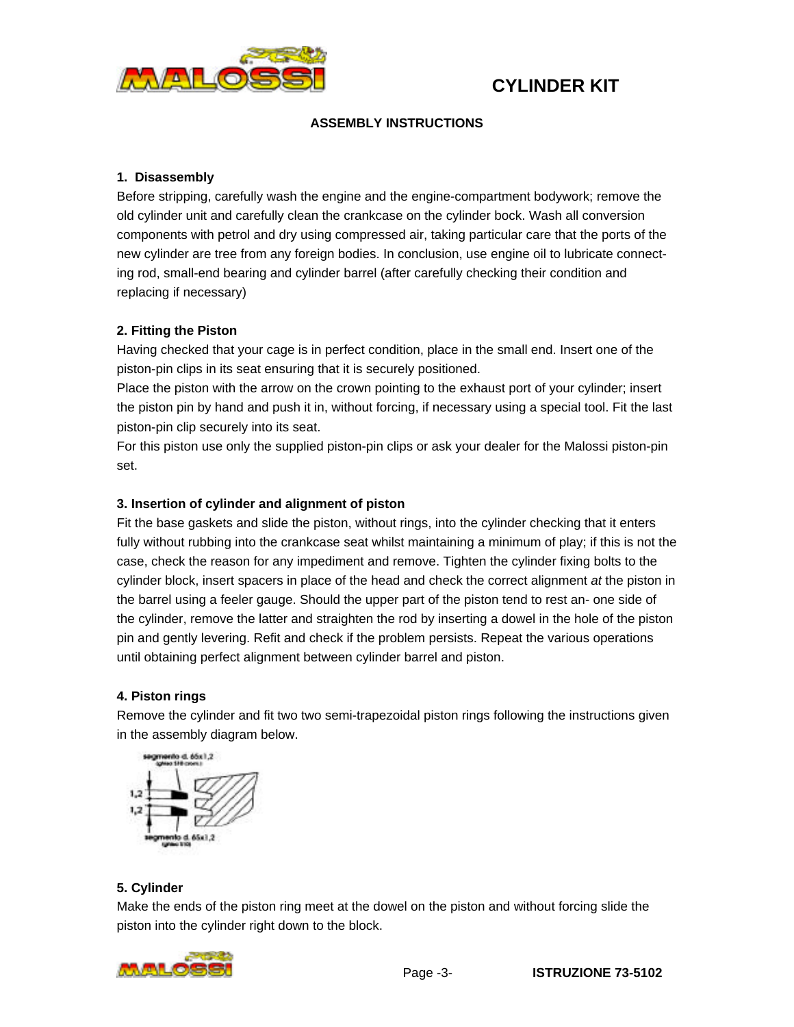# CYLINDER KIT

**ASSEMBLY INSTRUCTIONS**

**1. Disassembly**

Before stripping, carefully wash the engine and the engine-compartment bodywork; remove the old cylinder unit and carefully clean the crankcase on the cylinder bock. Wash all conversion components with petrol and dry using compressed air, taking particular care that the ports of the new cylinder are tree from any foreign bodies. In conclusion, use engine oil to lubricate connecting rod, small-end bearing and cylinder barrel (after carefully checking their condition and replacing if necessary)

**2. Fitting the Piston**

Having checked that your cage is in perfect condition, place in the small end. Insert one of the piston-pin clips in its seat ensuring that it is securely positioned.

Place the piston with the arrow on the crown pointing to the exhaust port of your cylinder; insert the piston pin by hand and push it in, without forcing, if necessary using a special tool. Fit the last piston-pin clip securely into its seat.

For this piston use only the supplied piston-pin clips or ask your dealer for the Malossi piston-pin set.

**3. Insertion of cylinder and alignment of piston**

Fit the base gaskets and slide the piston, without rings, into the cylinder checking that it enters fully without rubbing into the crankcase seat whilst maintaining a minimum of play; if this is not the case, check the reason for any impediment and remove. Tighten the cylinder fixing bolts to the cylinder block, insert spacers in place of the head and check the correct alignment *at* the piston in the barrel using a feeler gauge. Should the upper part of the piston tend to rest an- one side of the cylinder, remove the latter and straighten the rod by inserting a dowel in the hole of the piston pin and gently levering. Refit and check if the problem persists. Repeat the various operations until obtaining perfect alignment between cylinder barrel and piston.

**4. Piston rings**

Remove the cylinder and fit two two semi-trapezoidal piston rings following the instructions given in the assembly diagram below.

segmento d. 65x1,2

1,2

1,2

segmento d. 65x1,2

**5. Cylinder**

Make the ends of the piston ring meet at the dowel on the piston and without forcing slide the piston into the cylinder right down to the block.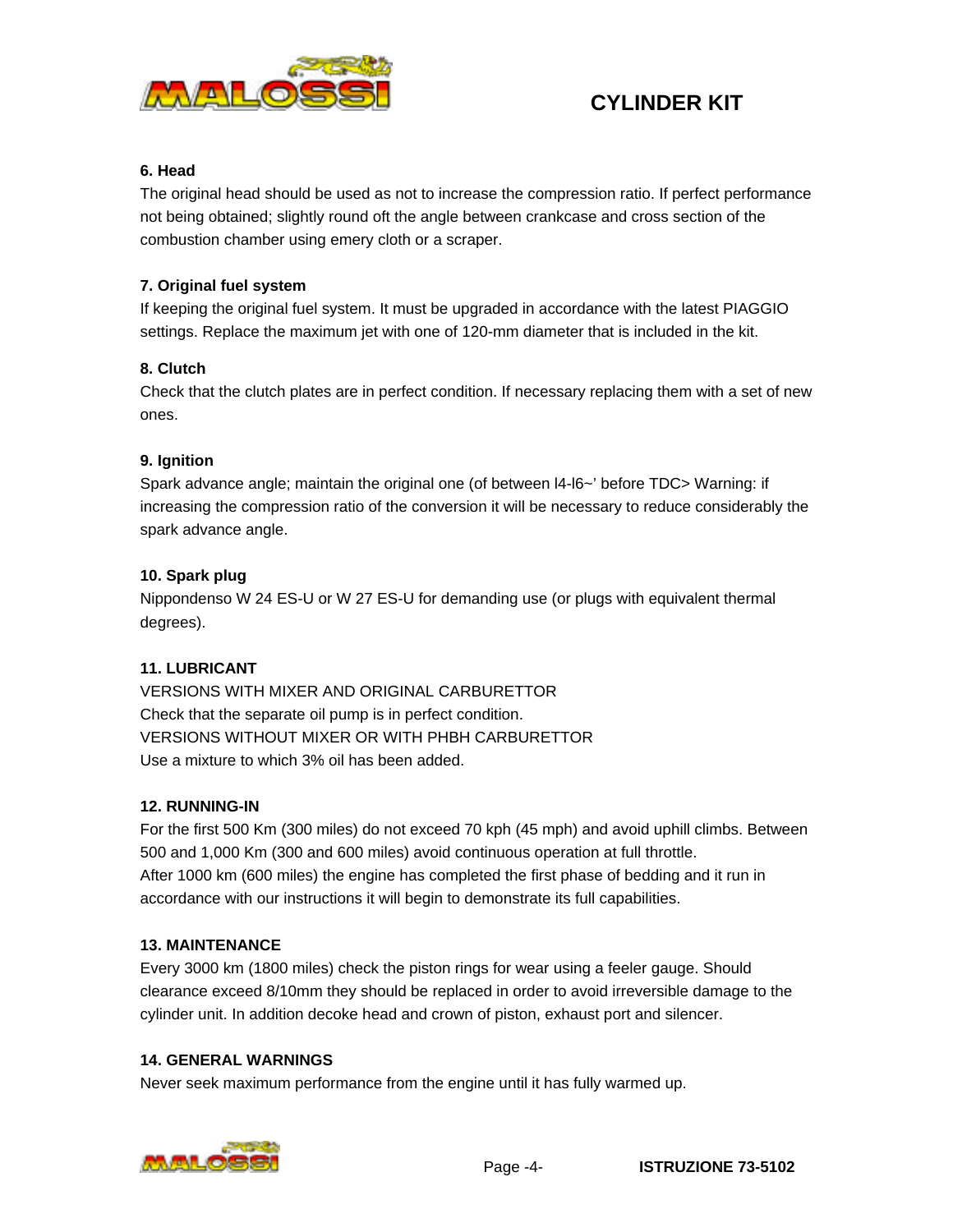# CYLINDER KIT

### 6. Head

The original head should be used as not to increase the compression ratio. If perfect performance not being obtained; slightly round oft the angle between crankcase and cross section of the combustion chamber using emery cloth or a scraper.

### 7. Original fuel system

If keeping the original fuel system. It must be upgraded in accordance with the latest PIAGGIO settings. Replace the maximum jet with one of 120-mm diameter that is included in the kit.

### 8. Clutch

Check that the clutch plates are in perfect condition. If necessary replacing them with a set of new ones.

### 9. Ignition

Spark advance angle; maintain the original one (of between l4-l6~' before TDC> Warning: if increasing the compression ratio of the conversion it will be necessary to reduce considerably the spark advance angle.

### 10. Spark plug

Nippondenso W 24 ES-U or W 27 ES-U for demanding use (or plugs with equivalent thermal degrees).

### 11. LUBRICANT

VERSIONS WITH MIXER AND ORIGINAL CARBURETTOR
Check that the separate oil pump is in perfect condition.
VERSIONS WITHOUT MIXER OR WITH PHBH CARBURETTOR
Use a mixture to which 3% oil has been added.

### 12. RUNNING-IN

For the first 500 Km (300 miles) do not exceed 70 kph (45 mph) and avoid uphill climbs. Between 500 and 1,000 Km (300 and 600 miles) avoid continuous operation at full throttle.
After 1000 km (600 miles) the engine has completed the first phase of bedding and it run in accordance with our instructions it will begin to demonstrate its full capabilities.

### 13. MAINTENANCE

Every 3000 km (1800 miles) check the piston rings for wear using a feeler gauge. Should clearance exceed 8/10mm they should be replaced in order to avoid irreversible damage to the cylinder unit. In addition decoke head and crown of piston, exhaust port and silencer.

### 14. GENERAL WARNINGS

Never seek maximum performance from the engine until it has fully warmed up.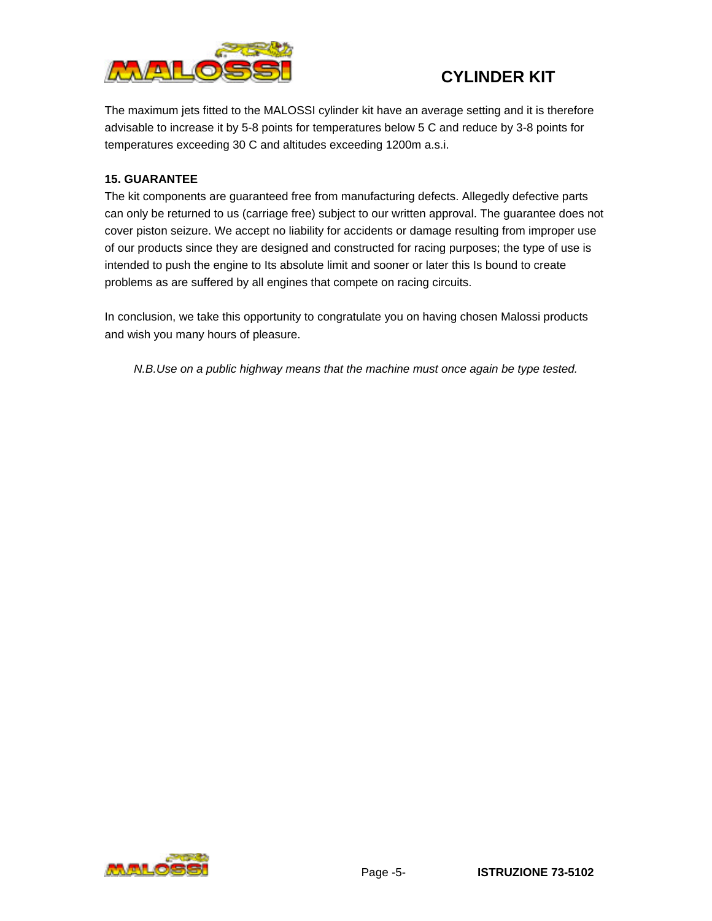The maximum jets fitted to the MALOSSI cylinder kit have an average setting and it is therefore advisable to increase it by 5-8 points for temperatures below 5 C and reduce by 3-8 points for temperatures exceeding 30 C and altitudes exceeding 1200m a.s.i.

### 15. GUARANTEE

The kit components are guaranteed free from manufacturing defects. Allegedly defective parts can only be returned to us (carriage free) subject to our written approval. The guarantee does not cover piston seizure. We accept no liability for accidents or damage resulting from improper use of our products since they are designed and constructed for racing purposes; the type of use is intended to push the engine to Its absolute limit and sooner or later this Is bound to create problems as are suffered by all engines that compete on racing circuits.

In conclusion, we take this opportunity to congratulate you on having chosen Malossi products and wish you many hours of pleasure.

*N.B.Use on a public highway means that the machine must once again be type tested.*